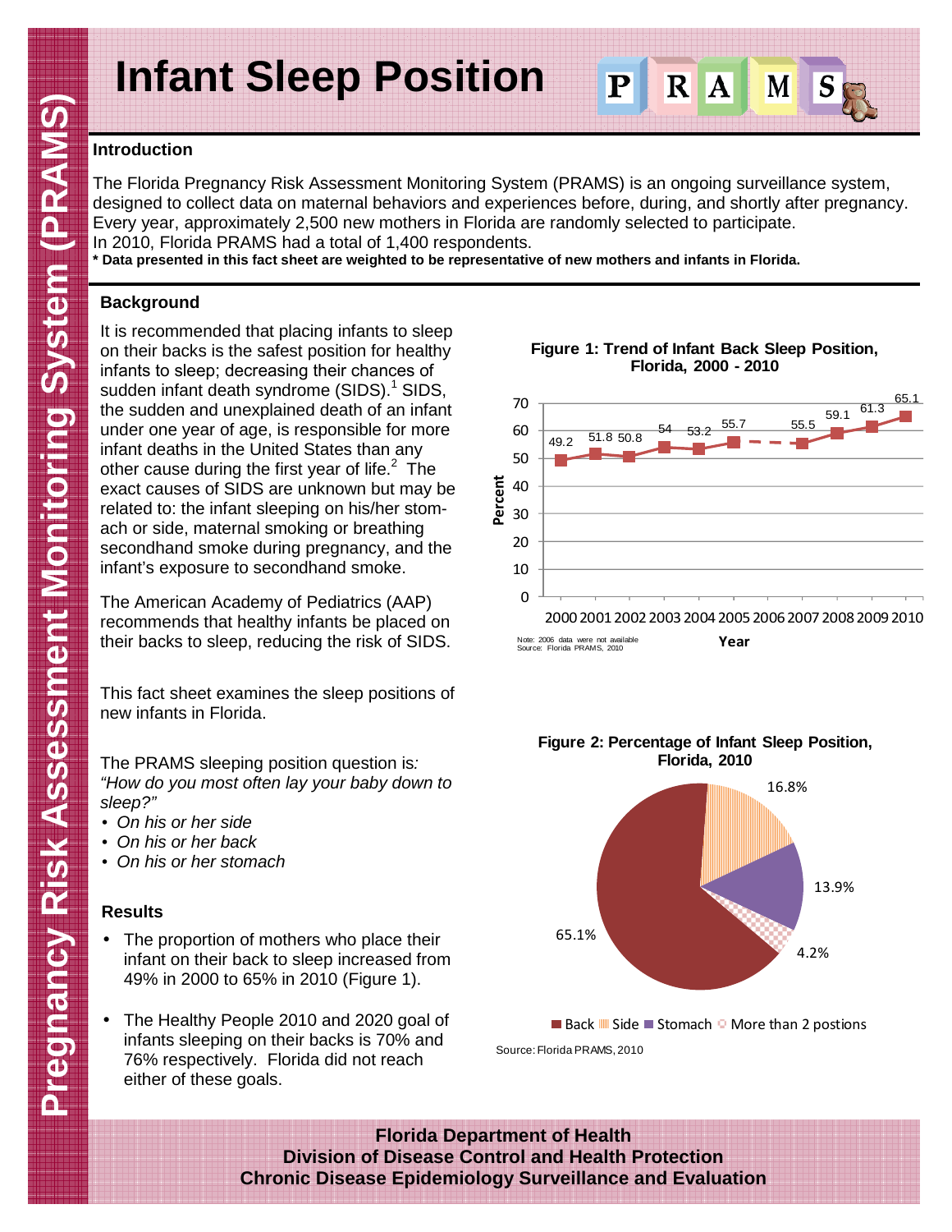# Infant Sleep Position

## Introduction

The Florida Pregnancy Risk Assessment Monitoring System (PRAMS) is an ongoing surveillance system, designed to collect data on maternal behaviors and experiences before, during, and shortly after pregnancy. Every year, approximately 2,500 new mothers in Florida are randomly selected to participate. In 2010, Florida PRAMS had a total of 1,400 respondents.

**\* Data presented in this fact sheet are weighted to be representative of new mothers and infants in Florida.**

## Background

It is recommended that placing infants to sleep on their backs is the safest position for healthy infants to sleep; decreasing their chances of sudden infant death syndrome (SIDS).[1] SIDS, the sudden and unexplained death of an infant under one year of age, is responsible for more infant deaths in the United States than any other cause during the first year of life.[2] The exact causes of SIDS are unknown but may be related to: the infant sleeping on his/her stomach or side, maternal smoking or breathing secondhand smoke during pregnancy, and the infant's exposure to secondhand smoke.

The American Academy of Pediatrics (AAP) recommends that healthy infants be placed on their backs to sleep, reducing the risk of SIDS.

This fact sheet examines the sleep positions of new infants in Florida.

The PRAMS sleeping position question is: *"How do you most often lay your baby down to sleep?"*

- *On his or her side*
- *On his or her back*
- *On his or her stomach*

**Figure 1: Trend of Infant Back Sleep Position, Florida, 2000 - 2010**

| Year | Percent |
|---|---|
| 2000 | 49.2 |
| 2001 | 51.8 |
| 2002 | 50.8 |
| 2003 | 54 |
| 2004 | 53.2 |
| 2005 | 55.7 |
| 2006 | |
| 2007 | 55.5 |
| 2008 | 59.1 |
| 2009 | 61.3 |
| 2010 | 65.1 |

Note: 2006 data were not available
Source: Florida PRAMS, 2010

**Figure 2: Percentage of Infant Sleep Position, Florida, 2010**

| Position | Percent |
|---|---|
| Back | 65.1% |
| Side | 16.8% |
| Stomach | 13.9% |
| More than 2 postions | 4.2% |

Source: Florida PRAMS, 2010

## Results

- The proportion of mothers who place their infant on their back to sleep increased from 49% in 2000 to 65% in 2010 (Figure 1).
- The Healthy People 2010 and 2020 goal of infants sleeping on their backs is 70% and 76% respectively. Florida did not reach either of these goals.

**Florida Department of Health**
**Division of Disease Control and Health Protection**
**Chronic Disease Epidemiology Surveillance and Evaluation**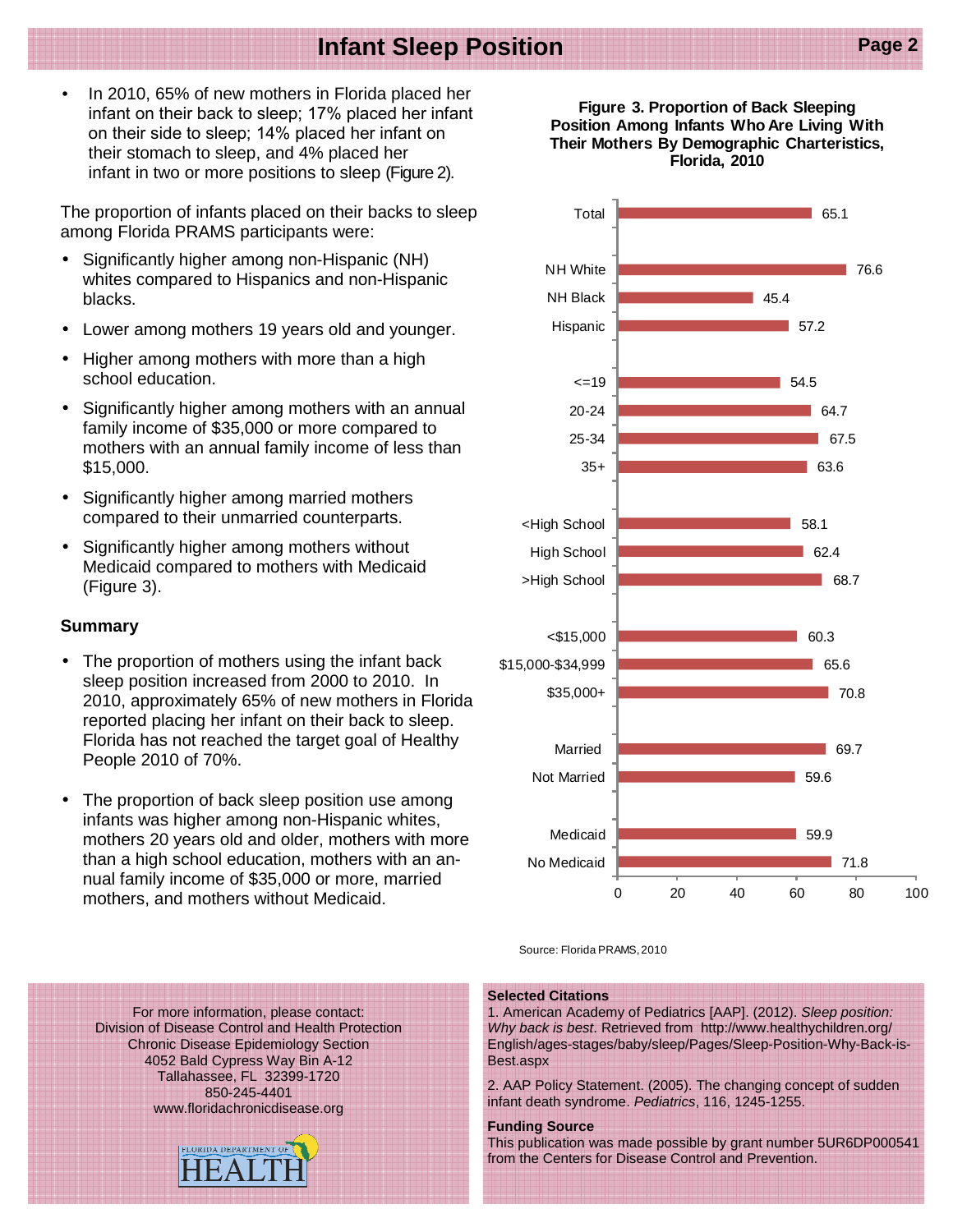# Infant Sleep Position

- In 2010, 65% of new mothers in Florida placed her infant on their back to sleep; 17% placed her infant on their side to sleep; 14% placed her infant on their stomach to sleep, and 4% placed her infant in two or more positions to sleep (Figure 2).

The proportion of infants placed on their backs to sleep among Florida PRAMS participants were:

- Significantly higher among non-Hispanic (NH) whites compared to Hispanics and non-Hispanic blacks.
- Lower among mothers 19 years old and younger.
- Higher among mothers with more than a high school education.
- Significantly higher among mothers with an annual family income of $35,000 or more compared to mothers with an annual family income of less than $15,000.
- Significantly higher among married mothers compared to their unmarried counterparts.
- Significantly higher among mothers without Medicaid compared to mothers with Medicaid (Figure 3).

**Figure 3. Proportion of Back Sleeping Position Among Infants Who Are Living With Their Mothers By Demographic Charteristics, Florida, 2010**

Total 65.1
NH White 76.6
NH Black 45.4
Hispanic 57.2
<=19 54.5
20-24 64.7
25-34 67.5
35+ 63.6
<High School 58.1
High School 62.4
>High School 68.7
<$15,000 60.3
$15,000-$34,999 65.6
$35,000+ 70.8
Married 69.7
Not Married 59.6
Medicaid 59.9
No Medicaid 71.8
0 20 40 60 80 100

Source: Florida PRAMS, 2010

## Summary

- The proportion of mothers using the infant back sleep position increased from 2000 to 2010. In 2010, approximately 65% of new mothers in Florida reported placing her infant on their back to sleep. Florida has not reached the target goal of Healthy People 2010 of 70%.
- The proportion of back sleep position use among infants was higher among non-Hispanic whites, mothers 20 years old and older, mothers with more than a high school education, mothers with an annual family income of $35,000 or more, married mothers, and mothers without Medicaid.

For more information, please contact:
Division of Disease Control and Health Protection
Chronic Disease Epidemiology Section
4052 Bald Cypress Way Bin A-12
Tallahassee, FL 32399-1720
850-245-4401
www.floridachronicdisease.org

FLORIDA DEPARTMENT OF HEALTH

**Selected Citations**

1. American Academy of Pediatrics [AAP]. (2012). *Sleep position: Why back is best*. Retrieved from http://www.healthychildren.org/English/ages-stages/baby/sleep/Pages/Sleep-Position-Why-Back-is-Best.aspx

2. AAP Policy Statement. (2005). The changing concept of sudden infant death syndrome. *Pediatrics*, 116, 1245-1255.

**Funding Source**

This publication was made possible by grant number 5UR6DP000541 from the Centers for Disease Control and Prevention.